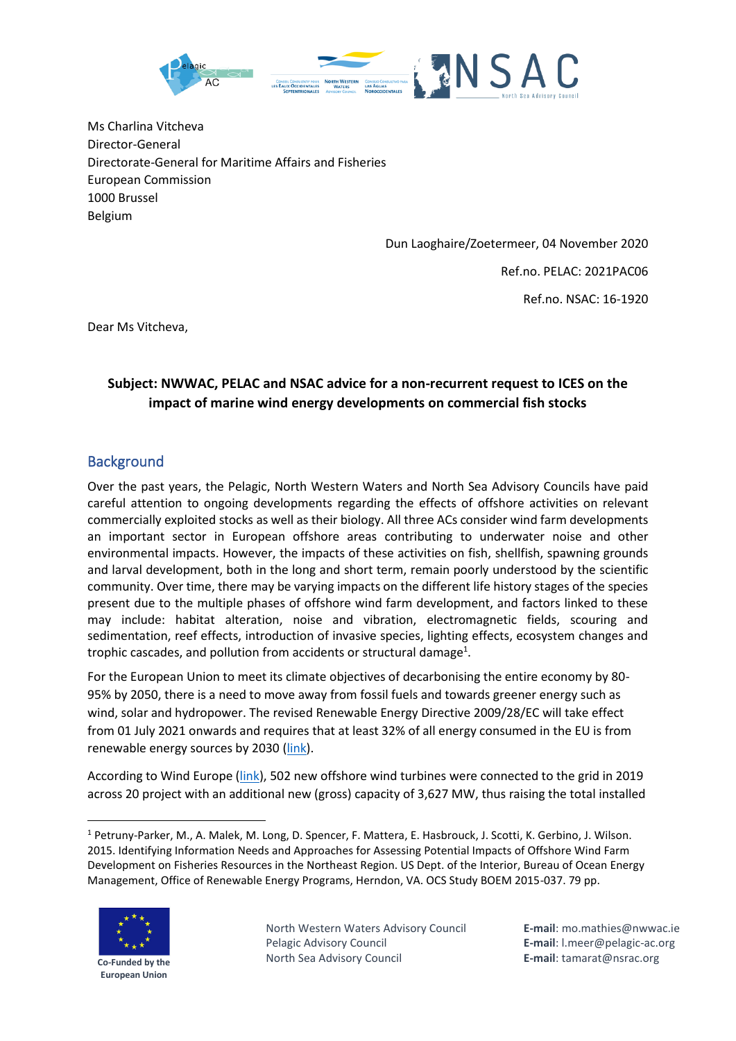Ms Charlina Vitcheva
Director-General
Directorate-General for Maritime Affairs and Fisheries
European Commission
1000 Brussel
Belgium

Dun Laoghaire/Zoetermeer, 04 November 2020

Ref.no. PELAC: 2021PAC06

Ref.no. NSAC: 16-1920

Dear Ms Vitcheva,

**Subject: NWWAC, PELAC and NSAC advice for a non-recurrent request to ICES on the impact of marine wind energy developments on commercial fish stocks**

## Background

Over the past years, the Pelagic, North Western Waters and North Sea Advisory Councils have paid careful attention to ongoing developments regarding the effects of offshore activities on relevant commercially exploited stocks as well as their biology. All three ACs consider wind farm developments an important sector in European offshore areas contributing to underwater noise and other environmental impacts. However, the impacts of these activities on fish, shellfish, spawning grounds and larval development, both in the long and short term, remain poorly understood by the scientific community. Over time, there may be varying impacts on the different life history stages of the species present due to the multiple phases of offshore wind farm development, and factors linked to these may include: habitat alteration, noise and vibration, electromagnetic fields, scouring and sedimentation, reef effects, introduction of invasive species, lighting effects, ecosystem changes and trophic cascades, and pollution from accidents or structural damage[1].

For the European Union to meet its climate objectives of decarbonising the entire economy by 80-95% by 2050, there is a need to move away from fossil fuels and towards greener energy such as wind, solar and hydropower. The revised Renewable Energy Directive 2009/28/EC will take effect from 01 July 2021 onwards and requires that at least 32% of all energy consumed in the EU is from renewable energy sources by 2030 (link).

According to Wind Europe (link), 502 new offshore wind turbines were connected to the grid in 2019 across 20 project with an additional new (gross) capacity of 3,627 MW, thus raising the total installed

[1] Petruny-Parker, M., A. Malek, M. Long, D. Spencer, F. Mattera, E. Hasbrouck, J. Scotti, K. Gerbino, J. Wilson. 2015. Identifying Information Needs and Approaches for Assessing Potential Impacts of Offshore Wind Farm Development on Fisheries Resources in the Northeast Region. US Dept. of the Interior, Bureau of Ocean Energy Management, Office of Renewable Energy Programs, Herndon, VA. OCS Study BOEM 2015-037. 79 pp.

Co-Funded by the European Union

North Western Waters Advisory Council
Pelagic Advisory Council
North Sea Advisory Council

**E-mail**: mo.mathies@nwwac.ie
**E-mail**: l.meer@pelagic-ac.org
**E-mail**: tamarat@nsrac.org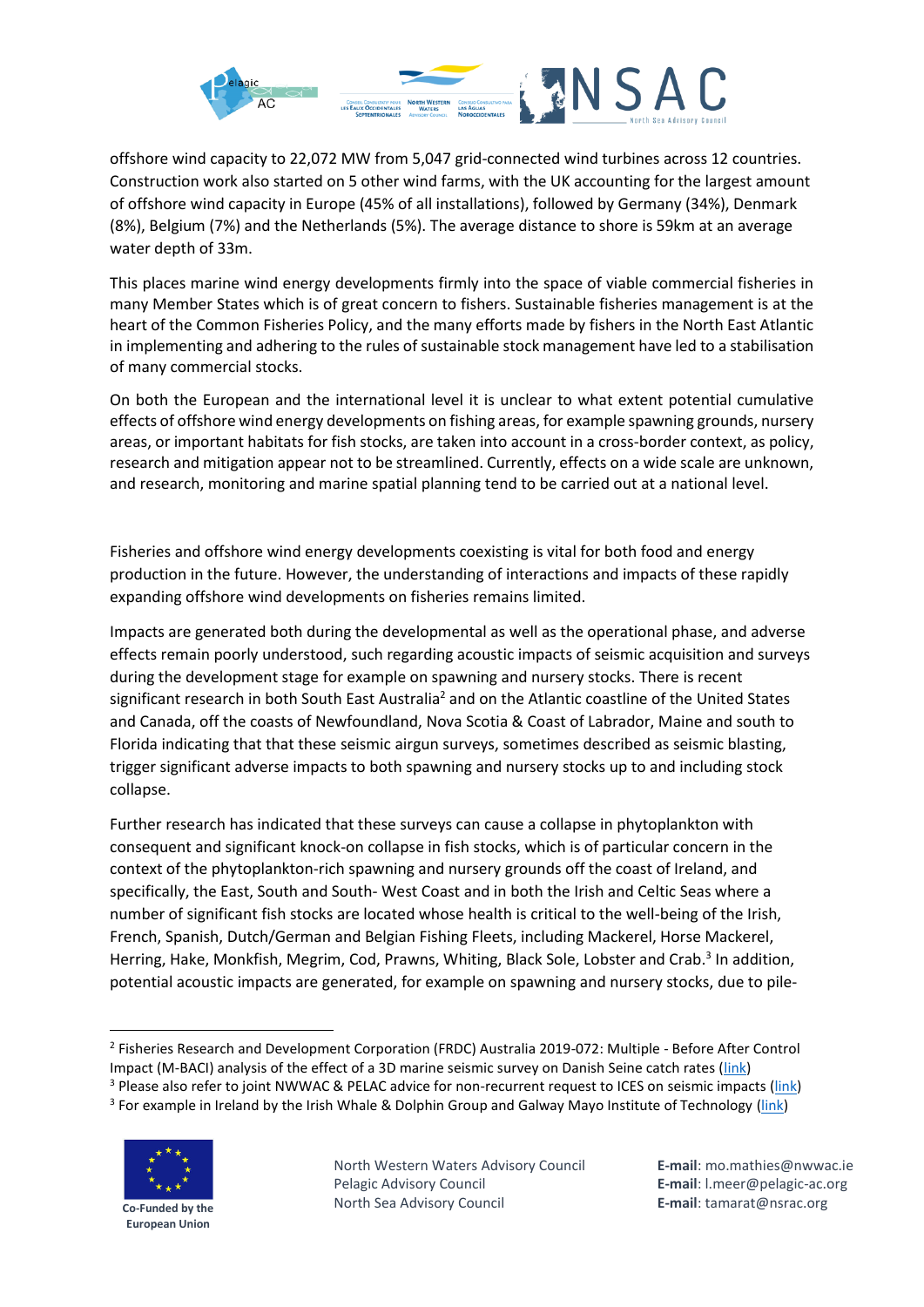offshore wind capacity to 22,072 MW from 5,047 grid-connected wind turbines across 12 countries. Construction work also started on 5 other wind farms, with the UK accounting for the largest amount of offshore wind capacity in Europe (45% of all installations), followed by Germany (34%), Denmark (8%), Belgium (7%) and the Netherlands (5%). The average distance to shore is 59km at an average water depth of 33m.

This places marine wind energy developments firmly into the space of viable commercial fisheries in many Member States which is of great concern to fishers. Sustainable fisheries management is at the heart of the Common Fisheries Policy, and the many efforts made by fishers in the North East Atlantic in implementing and adhering to the rules of sustainable stock management have led to a stabilisation of many commercial stocks.

On both the European and the international level it is unclear to what extent potential cumulative effects of offshore wind energy developments on fishing areas, for example spawning grounds, nursery areas, or important habitats for fish stocks, are taken into account in a cross-border context, as policy, research and mitigation appear not to be streamlined. Currently, effects on a wide scale are unknown, and research, monitoring and marine spatial planning tend to be carried out at a national level.

Fisheries and offshore wind energy developments coexisting is vital for both food and energy production in the future. However, the understanding of interactions and impacts of these rapidly expanding offshore wind developments on fisheries remains limited.

Impacts are generated both during the developmental as well as the operational phase, and adverse effects remain poorly understood, such regarding acoustic impacts of seismic acquisition and surveys during the development stage for example on spawning and nursery stocks. There is recent significant research in both South East Australia[2] and on the Atlantic coastline of the United States and Canada, off the coasts of Newfoundland, Nova Scotia & Coast of Labrador, Maine and south to Florida indicating that that these seismic airgun surveys, sometimes described as seismic blasting, trigger significant adverse impacts to both spawning and nursery stocks up to and including stock collapse.

Further research has indicated that these surveys can cause a collapse in phytoplankton with consequent and significant knock-on collapse in fish stocks, which is of particular concern in the context of the phytoplankton-rich spawning and nursery grounds off the coast of Ireland, and specifically, the East, South and South- West Coast and in both the Irish and Celtic Seas where a number of significant fish stocks are located whose health is critical to the well-being of the Irish, French, Spanish, Dutch/German and Belgian Fishing Fleets, including Mackerel, Horse Mackerel, Herring, Hake, Monkfish, Megrim, Cod, Prawns, Whiting, Black Sole, Lobster and Crab.[3] In addition, potential acoustic impacts are generated, for example on spawning and nursery stocks, due to pile-

---

[2] Fisheries Research and Development Corporation (FRDC) Australia 2019-072: Multiple - Before After Control Impact (M-BACI) analysis of the effect of a 3D marine seismic survey on Danish Seine catch rates (link)

[3] Please also refer to joint NWWAC & PELAC advice for non-recurrent request to ICES on seismic impacts (link)

[3] For example in Ireland by the Irish Whale & Dolphin Group and Galway Mayo Institute of Technology (link)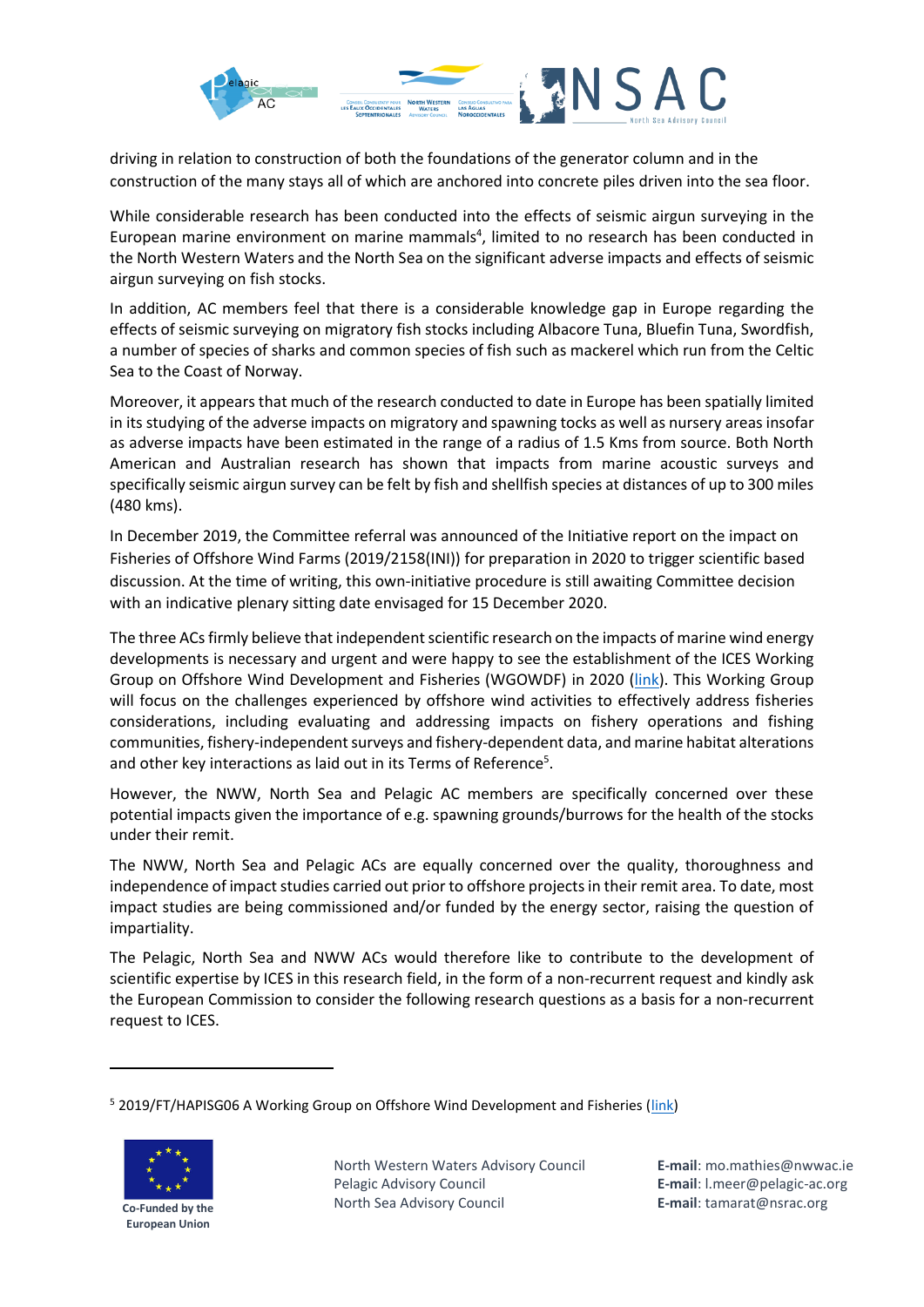driving in relation to construction of both the foundations of the generator column and in the construction of the many stays all of which are anchored into concrete piles driven into the sea floor.

While considerable research has been conducted into the effects of seismic airgun surveying in the European marine environment on marine mammals[4], limited to no research has been conducted in the North Western Waters and the North Sea on the significant adverse impacts and effects of seismic airgun surveying on fish stocks.

In addition, AC members feel that there is a considerable knowledge gap in Europe regarding the effects of seismic surveying on migratory fish stocks including Albacore Tuna, Bluefin Tuna, Swordfish, a number of species of sharks and common species of fish such as mackerel which run from the Celtic Sea to the Coast of Norway.

Moreover, it appears that much of the research conducted to date in Europe has been spatially limited in its studying of the adverse impacts on migratory and spawning tocks as well as nursery areas insofar as adverse impacts have been estimated in the range of a radius of 1.5 Kms from source. Both North American and Australian research has shown that impacts from marine acoustic surveys and specifically seismic airgun survey can be felt by fish and shellfish species at distances of up to 300 miles (480 kms).

In December 2019, the Committee referral was announced of the Initiative report on the impact on Fisheries of Offshore Wind Farms (2019/2158(INI)) for preparation in 2020 to trigger scientific based discussion. At the time of writing, this own-initiative procedure is still awaiting Committee decision with an indicative plenary sitting date envisaged for 15 December 2020.

The three ACs firmly believe that independent scientific research on the impacts of marine wind energy developments is necessary and urgent and were happy to see the establishment of the ICES Working Group on Offshore Wind Development and Fisheries (WGOWDF) in 2020 (link). This Working Group will focus on the challenges experienced by offshore wind activities to effectively address fisheries considerations, including evaluating and addressing impacts on fishery operations and fishing communities, fishery-independent surveys and fishery-dependent data, and marine habitat alterations and other key interactions as laid out in its Terms of Reference[5].

However, the NWW, North Sea and Pelagic AC members are specifically concerned over these potential impacts given the importance of e.g. spawning grounds/burrows for the health of the stocks under their remit.

The NWW, North Sea and Pelagic ACs are equally concerned over the quality, thoroughness and independence of impact studies carried out prior to offshore projects in their remit area. To date, most impact studies are being commissioned and/or funded by the energy sector, raising the question of impartiality.

The Pelagic, North Sea and NWW ACs would therefore like to contribute to the development of scientific expertise by ICES in this research field, in the form of a non-recurrent request and kindly ask the European Commission to consider the following research questions as a basis for a non-recurrent request to ICES.

---

[5] 2019/FT/HAPISG06 A Working Group on Offshore Wind Development and Fisheries (link)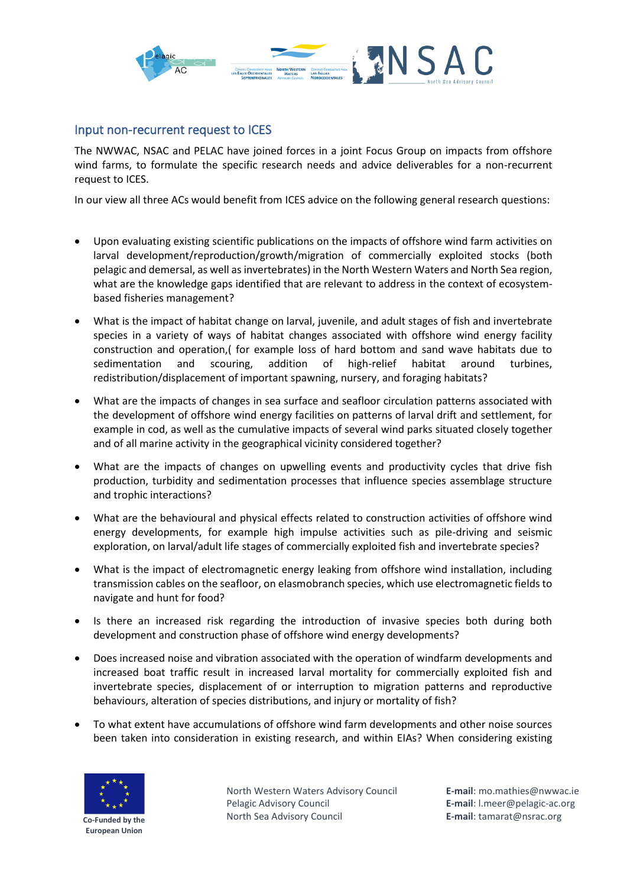## Input non-recurrent request to ICES

The NWWAC, NSAC and PELAC have joined forces in a joint Focus Group on impacts from offshore wind farms, to formulate the specific research needs and advice deliverables for a non-recurrent request to ICES.

In our view all three ACs would benefit from ICES advice on the following general research questions:

- Upon evaluating existing scientific publications on the impacts of offshore wind farm activities on larval development/reproduction/growth/migration of commercially exploited stocks (both pelagic and demersal, as well as invertebrates) in the North Western Waters and North Sea region, what are the knowledge gaps identified that are relevant to address in the context of ecosystem-based fisheries management?
- What is the impact of habitat change on larval, juvenile, and adult stages of fish and invertebrate species in a variety of ways of habitat changes associated with offshore wind energy facility construction and operation,( for example loss of hard bottom and sand wave habitats due to sedimentation and scouring, addition of high-relief habitat around turbines, redistribution/displacement of important spawning, nursery, and foraging habitats?
- What are the impacts of changes in sea surface and seafloor circulation patterns associated with the development of offshore wind energy facilities on patterns of larval drift and settlement, for example in cod, as well as the cumulative impacts of several wind parks situated closely together and of all marine activity in the geographical vicinity considered together?
- What are the impacts of changes on upwelling events and productivity cycles that drive fish production, turbidity and sedimentation processes that influence species assemblage structure and trophic interactions?
- What are the behavioural and physical effects related to construction activities of offshore wind energy developments, for example high impulse activities such as pile-driving and seismic exploration, on larval/adult life stages of commercially exploited fish and invertebrate species?
- What is the impact of electromagnetic energy leaking from offshore wind installation, including transmission cables on the seafloor, on elasmobranch species, which use electromagnetic fields to navigate and hunt for food?
- Is there an increased risk regarding the introduction of invasive species both during both development and construction phase of offshore wind energy developments?
- Does increased noise and vibration associated with the operation of windfarm developments and increased boat traffic result in increased larval mortality for commercially exploited fish and invertebrate species, displacement of or interruption to migration patterns and reproductive behaviours, alteration of species distributions, and injury or mortality of fish?
- To what extent have accumulations of offshore wind farm developments and other noise sources been taken into consideration in existing research, and within EIAs? When considering existing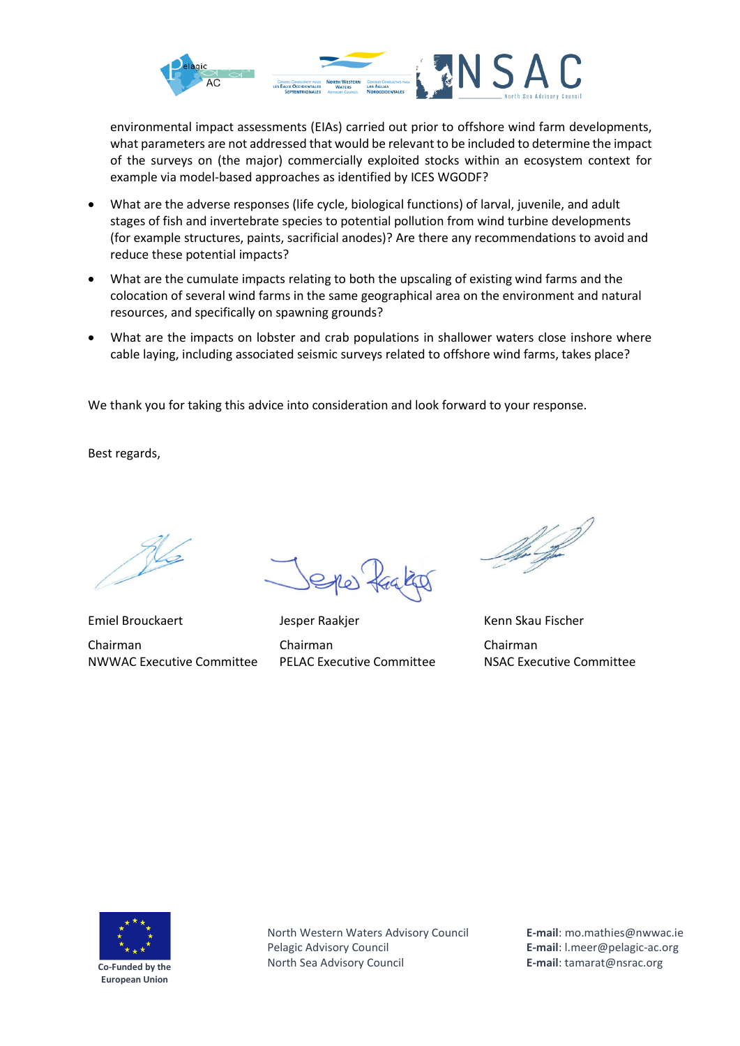environmental impact assessments (EIAs) carried out prior to offshore wind farm developments, what parameters are not addressed that would be relevant to be included to determine the impact of the surveys on (the major) commercially exploited stocks within an ecosystem context for example via model-based approaches as identified by ICES WGODF?

- What are the adverse responses (life cycle, biological functions) of larval, juvenile, and adult stages of fish and invertebrate species to potential pollution from wind turbine developments (for example structures, paints, sacrificial anodes)? Are there any recommendations to avoid and reduce these potential impacts?
- What are the cumulate impacts relating to both the upscaling of existing wind farms and the colocation of several wind farms in the same geographical area on the environment and natural resources, and specifically on spawning grounds?
- What are the impacts on lobster and crab populations in shallower waters close inshore where cable laying, including associated seismic surveys related to offshore wind farms, takes place?

We thank you for taking this advice into consideration and look forward to your response.

Best regards,

Emiel Brouckaert

Chairman
NWWAC Executive Committee

Jesper Raakjer

Chairman
PELAC Executive Committee

Kenn Skau Fischer

Chairman
NSAC Executive Committee

Co-Funded by the European Union

North Western Waters Advisory Council
Pelagic Advisory Council
North Sea Advisory Council

**E-mail**: mo.mathies@nwwac.ie
**E-mail**: l.meer@pelagic-ac.org
**E-mail**: tamarat@nsrac.org